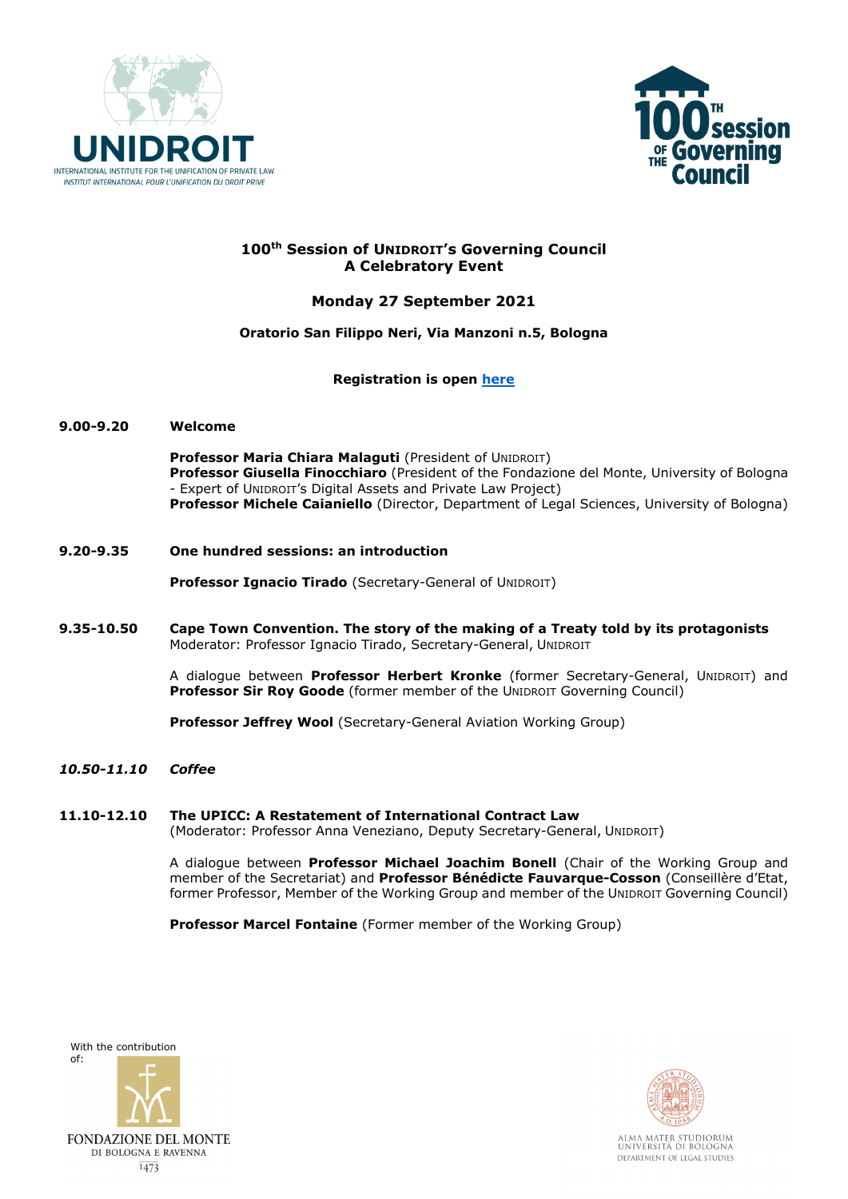# 100th Session of UNIDROIT's Governing Council
## A Celebratory Event

**Monday 27 September 2021**

**Oratorio San Filippo Neri, Via Manzoni n.5, Bologna**

**Registration is open here**

**9.00-9.20** **Welcome**

**Professor Maria Chiara Malaguti** (President of UNIDROIT)
**Professor Giusella Finocchiaro** (President of the Fondazione del Monte, University of Bologna - Expert of UNIDROIT's Digital Assets and Private Law Project)
**Professor Michele Caianiello** (Director, Department of Legal Sciences, University of Bologna)

**9.20-9.35** **One hundred sessions: an introduction**

**Professor Ignacio Tirado** (Secretary-General of UNIDROIT)

**9.35-10.50** **Cape Town Convention. The story of the making of a Treaty told by its protagonists**
Moderator: Professor Ignacio Tirado, Secretary-General, UNIDROIT

A dialogue between **Professor Herbert Kronke** (former Secretary-General, UNIDROIT) and **Professor Sir Roy Goode** (former member of the UNIDROIT Governing Council)

**Professor Jeffrey Wool** (Secretary-General Aviation Working Group)

***10.50-11.10*** ***Coffee***

**11.10-12.10** **The UPICC: A Restatement of International Contract Law**
(Moderator: Professor Anna Veneziano, Deputy Secretary-General, UNIDROIT)

A dialogue between **Professor Michael Joachim Bonell** (Chair of the Working Group and member of the Secretariat) and **Professor Bénédicte Fauvarque-Cosson** (Conseillère d'Etat, former Professor, Member of the Working Group and member of the UNIDROIT Governing Council)

**Professor Marcel Fontaine** (Former member of the Working Group)

With the contribution of:

FONDAZIONE DEL MONTE DI BOLOGNA E RAVENNA 1473

ALMA MATER STUDIORUM UNIVERSITÀ DI BOLOGNA DEPARTMENT OF LEGAL STUDIES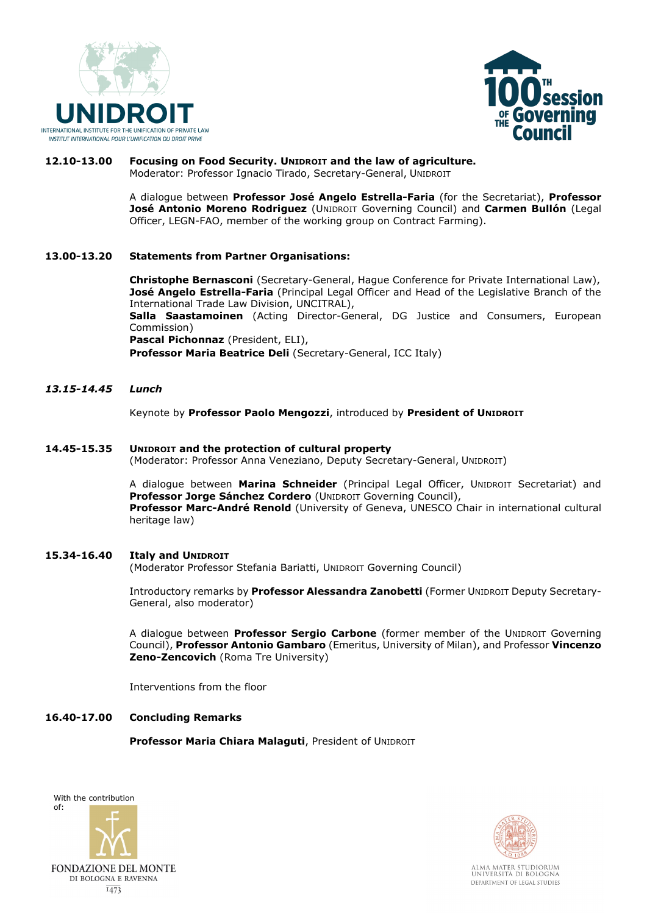**12.10-13.00** **Focusing on Food Security. UNIDROIT and the law of agriculture.**
Moderator: Professor Ignacio Tirado, Secretary-General, UNIDROIT

A dialogue between **Professor José Angelo Estrella-Faria** (for the Secretariat), **Professor José Antonio Moreno Rodriguez** (UNIDROIT Governing Council) and **Carmen Bullón** (Legal Officer, LEGN-FAO, member of the working group on Contract Farming).

**13.00-13.20** **Statements from Partner Organisations:**

**Christophe Bernasconi** (Secretary-General, Hague Conference for Private International Law),
**José Angelo Estrella-Faria** (Principal Legal Officer and Head of the Legislative Branch of the International Trade Law Division, UNCITRAL),
**Salla Saastamoinen** (Acting Director-General, DG Justice and Consumers, European Commission)
**Pascal Pichonnaz** (President, ELI),
**Professor Maria Beatrice Deli** (Secretary-General, ICC Italy)

***13.15-14.45*** ***Lunch***

Keynote by **Professor Paolo Mengozzi**, introduced by **President of UNIDROIT**

**14.45-15.35** **UNIDROIT and the protection of cultural property**
(Moderator: Professor Anna Veneziano, Deputy Secretary-General, UNIDROIT)

A dialogue between **Marina Schneider** (Principal Legal Officer, UNIDROIT Secretariat) and **Professor Jorge Sánchez Cordero** (UNIDROIT Governing Council),
**Professor Marc-André Renold** (University of Geneva, UNESCO Chair in international cultural heritage law)

**15.34-16.40** **Italy and UNIDROIT**
(Moderator Professor Stefania Bariatti, UNIDROIT Governing Council)

Introductory remarks by **Professor Alessandra Zanobetti** (Former UNIDROIT Deputy Secretary-General, also moderator)

A dialogue between **Professor Sergio Carbone** (former member of the UNIDROIT Governing Council), **Professor Antonio Gambaro** (Emeritus, University of Milan), and Professor **Vincenzo Zeno-Zencovich** (Roma Tre University)

Interventions from the floor

**16.40-17.00** **Concluding Remarks**

**Professor Maria Chiara Malaguti**, President of UNIDROIT

With the contribution of:

FONDAZIONE DEL MONTE DI BOLOGNA E RAVENNA 1473

ALMA MATER STUDIORUM UNIVERSITÀ DI BOLOGNA DEPARTMENT OF LEGAL STUDIES